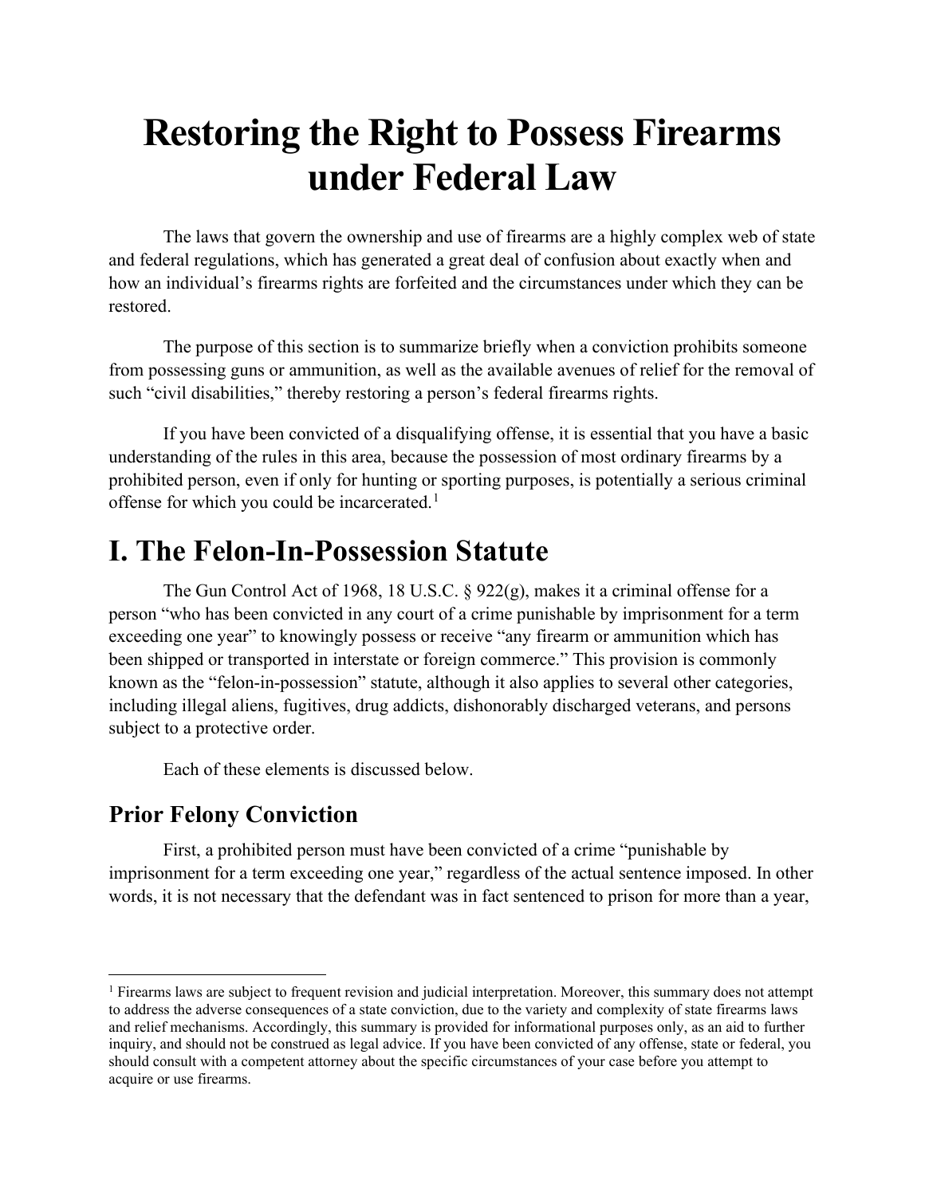# Restoring the Right to Possess Firearms under Federal Law

The laws that govern the ownership and use of firearms are a highly complex web of state and federal regulations, which has generated a great deal of confusion about exactly when and how an individual's firearms rights are forfeited and the circumstances under which they can be restored.

The purpose of this section is to summarize briefly when a conviction prohibits someone from possessing guns or ammunition, as well as the available avenues of relief for the removal of such "civil disabilities," thereby restoring a person's federal firearms rights.

If you have been convicted of a disqualifying offense, it is essential that you have a basic understanding of the rules in this area, because the possession of most ordinary firearms by a prohibited person, even if only for hunting or sporting purposes, is potentially a serious criminal offense for which you could be incarcerated.[1]

# I. The Felon-In-Possession Statute

The Gun Control Act of 1968, 18 U.S.C. § 922(g), makes it a criminal offense for a person "who has been convicted in any court of a crime punishable by imprisonment for a term exceeding one year" to knowingly possess or receive "any firearm or ammunition which has been shipped or transported in interstate or foreign commerce." This provision is commonly known as the "felon-in-possession" statute, although it also applies to several other categories, including illegal aliens, fugitives, drug addicts, dishonorably discharged veterans, and persons subject to a protective order.

Each of these elements is discussed below.

## Prior Felony Conviction

First, a prohibited person must have been convicted of a crime "punishable by imprisonment for a term exceeding one year," regardless of the actual sentence imposed. In other words, it is not necessary that the defendant was in fact sentenced to prison for more than a year,

[1] Firearms laws are subject to frequent revision and judicial interpretation. Moreover, this summary does not attempt to address the adverse consequences of a state conviction, due to the variety and complexity of state firearms laws and relief mechanisms. Accordingly, this summary is provided for informational purposes only, as an aid to further inquiry, and should not be construed as legal advice. If you have been convicted of any offense, state or federal, you should consult with a competent attorney about the specific circumstances of your case before you attempt to acquire or use firearms.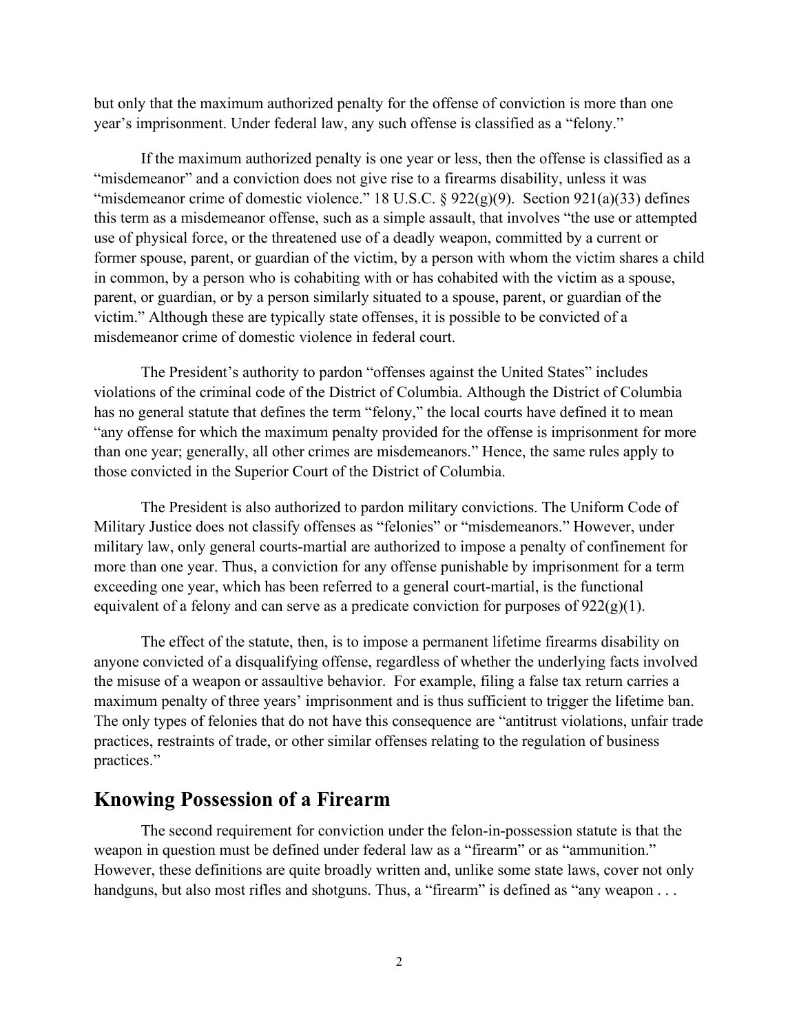but only that the maximum authorized penalty for the offense of conviction is more than one year's imprisonment. Under federal law, any such offense is classified as a "felony."

If the maximum authorized penalty is one year or less, then the offense is classified as a "misdemeanor" and a conviction does not give rise to a firearms disability, unless it was "misdemeanor crime of domestic violence." 18 U.S.C. § 922(g)(9). Section 921(a)(33) defines this term as a misdemeanor offense, such as a simple assault, that involves "the use or attempted use of physical force, or the threatened use of a deadly weapon, committed by a current or former spouse, parent, or guardian of the victim, by a person with whom the victim shares a child in common, by a person who is cohabiting with or has cohabited with the victim as a spouse, parent, or guardian, or by a person similarly situated to a spouse, parent, or guardian of the victim." Although these are typically state offenses, it is possible to be convicted of a misdemeanor crime of domestic violence in federal court.

The President's authority to pardon "offenses against the United States" includes violations of the criminal code of the District of Columbia. Although the District of Columbia has no general statute that defines the term "felony," the local courts have defined it to mean "any offense for which the maximum penalty provided for the offense is imprisonment for more than one year; generally, all other crimes are misdemeanors." Hence, the same rules apply to those convicted in the Superior Court of the District of Columbia.

The President is also authorized to pardon military convictions. The Uniform Code of Military Justice does not classify offenses as "felonies" or "misdemeanors." However, under military law, only general courts-martial are authorized to impose a penalty of confinement for more than one year. Thus, a conviction for any offense punishable by imprisonment for a term exceeding one year, which has been referred to a general court-martial, is the functional equivalent of a felony and can serve as a predicate conviction for purposes of 922(g)(1).

The effect of the statute, then, is to impose a permanent lifetime firearms disability on anyone convicted of a disqualifying offense, regardless of whether the underlying facts involved the misuse of a weapon or assaultive behavior. For example, filing a false tax return carries a maximum penalty of three years' imprisonment and is thus sufficient to trigger the lifetime ban. The only types of felonies that do not have this consequence are "antitrust violations, unfair trade practices, restraints of trade, or other similar offenses relating to the regulation of business practices."

## Knowing Possession of a Firearm

The second requirement for conviction under the felon-in-possession statute is that the weapon in question must be defined under federal law as a "firearm" or as "ammunition." However, these definitions are quite broadly written and, unlike some state laws, cover not only handguns, but also most rifles and shotguns. Thus, a "firearm" is defined as "any weapon . . .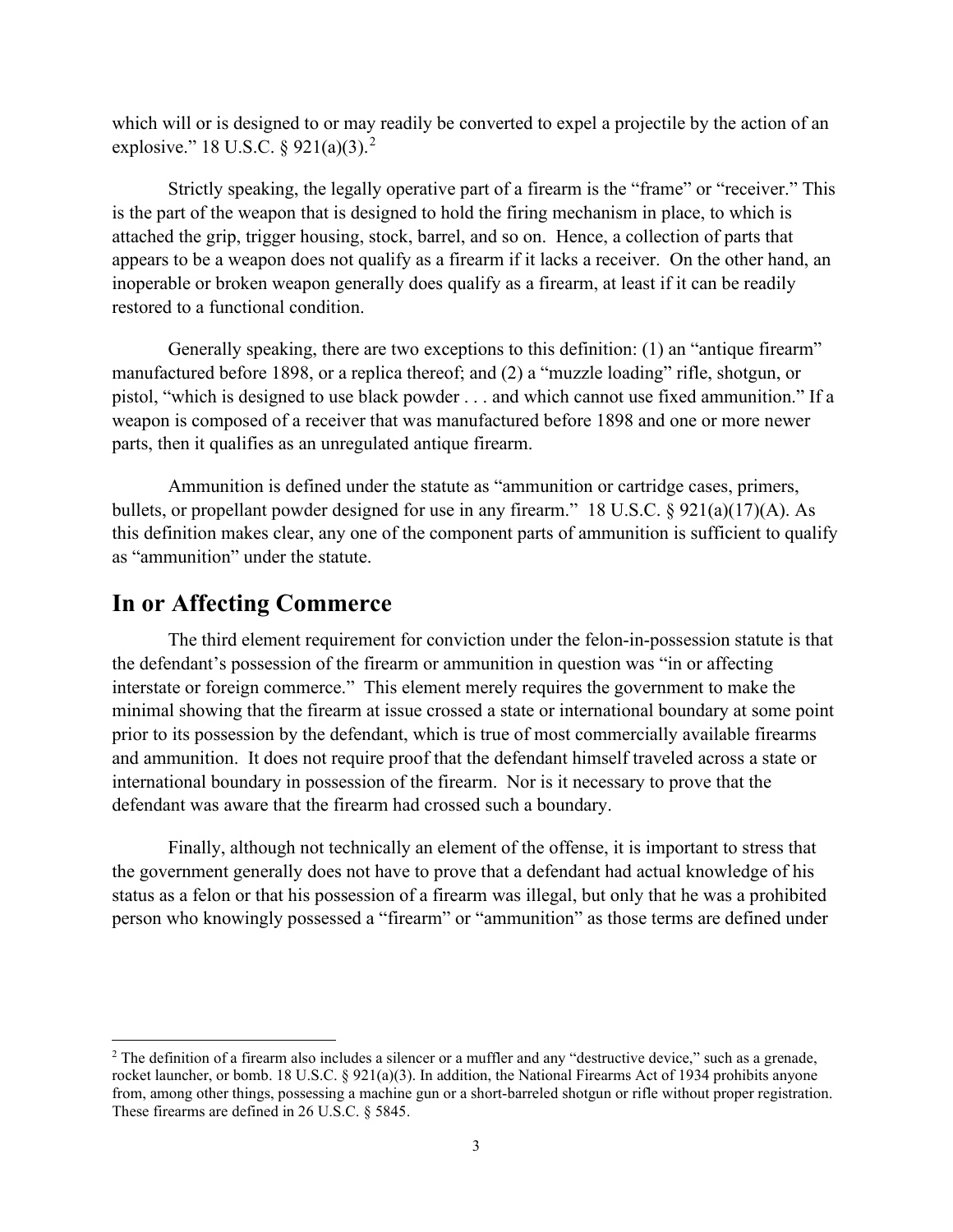which will or is designed to or may readily be converted to expel a projectile by the action of an explosive." 18 U.S.C. § 921(a)(3).[2]

Strictly speaking, the legally operative part of a firearm is the "frame" or "receiver." This is the part of the weapon that is designed to hold the firing mechanism in place, to which is attached the grip, trigger housing, stock, barrel, and so on. Hence, a collection of parts that appears to be a weapon does not qualify as a firearm if it lacks a receiver. On the other hand, an inoperable or broken weapon generally does qualify as a firearm, at least if it can be readily restored to a functional condition.

Generally speaking, there are two exceptions to this definition: (1) an "antique firearm" manufactured before 1898, or a replica thereof; and (2) a "muzzle loading" rifle, shotgun, or pistol, "which is designed to use black powder . . . and which cannot use fixed ammunition." If a weapon is composed of a receiver that was manufactured before 1898 and one or more newer parts, then it qualifies as an unregulated antique firearm.

Ammunition is defined under the statute as "ammunition or cartridge cases, primers, bullets, or propellant powder designed for use in any firearm." 18 U.S.C. § 921(a)(17)(A). As this definition makes clear, any one of the component parts of ammunition is sufficient to qualify as "ammunition" under the statute.

## In or Affecting Commerce

The third element requirement for conviction under the felon-in-possession statute is that the defendant's possession of the firearm or ammunition in question was "in or affecting interstate or foreign commerce." This element merely requires the government to make the minimal showing that the firearm at issue crossed a state or international boundary at some point prior to its possession by the defendant, which is true of most commercially available firearms and ammunition. It does not require proof that the defendant himself traveled across a state or international boundary in possession of the firearm. Nor is it necessary to prove that the defendant was aware that the firearm had crossed such a boundary.

Finally, although not technically an element of the offense, it is important to stress that the government generally does not have to prove that a defendant had actual knowledge of his status as a felon or that his possession of a firearm was illegal, but only that he was a prohibited person who knowingly possessed a "firearm" or "ammunition" as those terms are defined under

[2] The definition of a firearm also includes a silencer or a muffler and any "destructive device," such as a grenade, rocket launcher, or bomb. 18 U.S.C. § 921(a)(3). In addition, the National Firearms Act of 1934 prohibits anyone from, among other things, possessing a machine gun or a short-barreled shotgun or rifle without proper registration. These firearms are defined in 26 U.S.C. § 5845.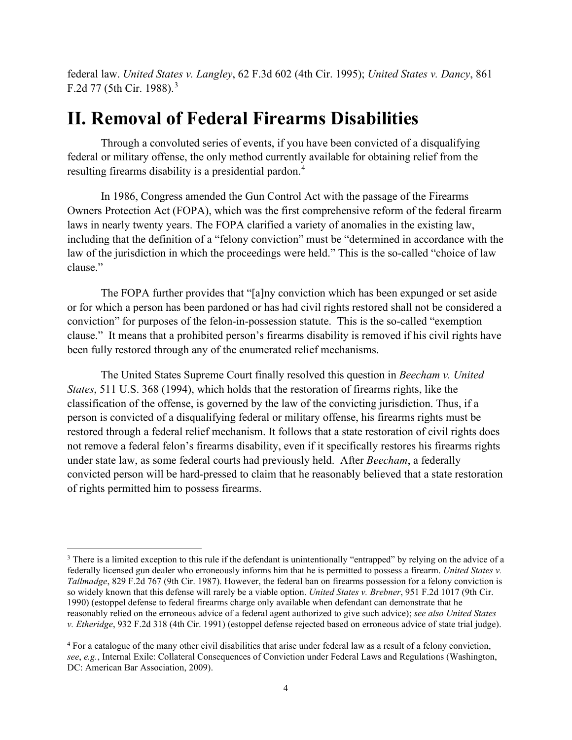federal law. *United States v. Langley*, 62 F.3d 602 (4th Cir. 1995); *United States v. Dancy*, 861 F.2d 77 (5th Cir. 1988).[3]

# II. Removal of Federal Firearms Disabilities

Through a convoluted series of events, if you have been convicted of a disqualifying federal or military offense, the only method currently available for obtaining relief from the resulting firearms disability is a presidential pardon.[4]

In 1986, Congress amended the Gun Control Act with the passage of the Firearms Owners Protection Act (FOPA), which was the first comprehensive reform of the federal firearm laws in nearly twenty years. The FOPA clarified a variety of anomalies in the existing law, including that the definition of a "felony conviction" must be "determined in accordance with the law of the jurisdiction in which the proceedings were held." This is the so-called "choice of law clause."

The FOPA further provides that "[a]ny conviction which has been expunged or set aside or for which a person has been pardoned or has had civil rights restored shall not be considered a conviction" for purposes of the felon-in-possession statute. This is the so-called "exemption clause." It means that a prohibited person's firearms disability is removed if his civil rights have been fully restored through any of the enumerated relief mechanisms.

The United States Supreme Court finally resolved this question in *Beecham v. United States*, 511 U.S. 368 (1994), which holds that the restoration of firearms rights, like the classification of the offense, is governed by the law of the convicting jurisdiction. Thus, if a person is convicted of a disqualifying federal or military offense, his firearms rights must be restored through a federal relief mechanism. It follows that a state restoration of civil rights does not remove a federal felon's firearms disability, even if it specifically restores his firearms rights under state law, as some federal courts had previously held. After *Beecham*, a federally convicted person will be hard-pressed to claim that he reasonably believed that a state restoration of rights permitted him to possess firearms.

---

[3] There is a limited exception to this rule if the defendant is unintentionally "entrapped" by relying on the advice of a federally licensed gun dealer who erroneously informs him that he is permitted to possess a firearm. *United States v. Tallmadge*, 829 F.2d 767 (9th Cir. 1987). However, the federal ban on firearms possession for a felony conviction is so widely known that this defense will rarely be a viable option. *United States v. Brebner*, 951 F.2d 1017 (9th Cir. 1990) (estoppel defense to federal firearms charge only available when defendant can demonstrate that he reasonably relied on the erroneous advice of a federal agent authorized to give such advice); *see also United States v. Etheridge*, 932 F.2d 318 (4th Cir. 1991) (estoppel defense rejected based on erroneous advice of state trial judge).

[4] For a catalogue of the many other civil disabilities that arise under federal law as a result of a felony conviction, *see*, *e.g.*, Internal Exile: Collateral Consequences of Conviction under Federal Laws and Regulations (Washington, DC: American Bar Association, 2009).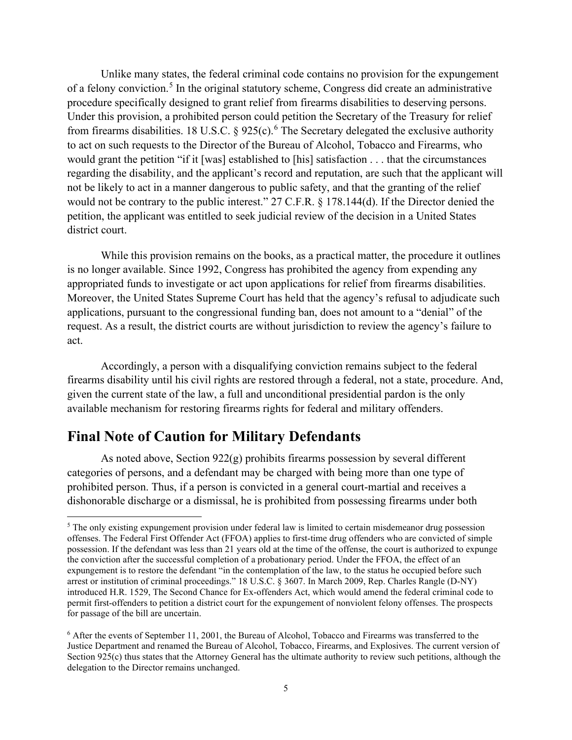Unlike many states, the federal criminal code contains no provision for the expungement of a felony conviction.[5] In the original statutory scheme, Congress did create an administrative procedure specifically designed to grant relief from firearms disabilities to deserving persons. Under this provision, a prohibited person could petition the Secretary of the Treasury for relief from firearms disabilities. 18 U.S.C. § 925(c).[6] The Secretary delegated the exclusive authority to act on such requests to the Director of the Bureau of Alcohol, Tobacco and Firearms, who would grant the petition "if it [was] established to [his] satisfaction . . . that the circumstances regarding the disability, and the applicant's record and reputation, are such that the applicant will not be likely to act in a manner dangerous to public safety, and that the granting of the relief would not be contrary to the public interest." 27 C.F.R. § 178.144(d). If the Director denied the petition, the applicant was entitled to seek judicial review of the decision in a United States district court.

While this provision remains on the books, as a practical matter, the procedure it outlines is no longer available. Since 1992, Congress has prohibited the agency from expending any appropriated funds to investigate or act upon applications for relief from firearms disabilities. Moreover, the United States Supreme Court has held that the agency's refusal to adjudicate such applications, pursuant to the congressional funding ban, does not amount to a "denial" of the request. As a result, the district courts are without jurisdiction to review the agency's failure to act.

Accordingly, a person with a disqualifying conviction remains subject to the federal firearms disability until his civil rights are restored through a federal, not a state, procedure. And, given the current state of the law, a full and unconditional presidential pardon is the only available mechanism for restoring firearms rights for federal and military offenders.

## Final Note of Caution for Military Defendants

As noted above, Section 922(g) prohibits firearms possession by several different categories of persons, and a defendant may be charged with being more than one type of prohibited person. Thus, if a person is convicted in a general court-martial and receives a dishonorable discharge or a dismissal, he is prohibited from possessing firearms under both

---

[5] The only existing expungement provision under federal law is limited to certain misdemeanor drug possession offenses. The Federal First Offender Act (FFOA) applies to first-time drug offenders who are convicted of simple possession. If the defendant was less than 21 years old at the time of the offense, the court is authorized to expunge the conviction after the successful completion of a probationary period. Under the FFOA, the effect of an expungement is to restore the defendant "in the contemplation of the law, to the status he occupied before such arrest or institution of criminal proceedings." 18 U.S.C. § 3607. In March 2009, Rep. Charles Rangle (D-NY) introduced H.R. 1529, The Second Chance for Ex-offenders Act, which would amend the federal criminal code to permit first-offenders to petition a district court for the expungement of nonviolent felony offenses. The prospects for passage of the bill are uncertain.

[6] After the events of September 11, 2001, the Bureau of Alcohol, Tobacco and Firearms was transferred to the Justice Department and renamed the Bureau of Alcohol, Tobacco, Firearms, and Explosives. The current version of Section 925(c) thus states that the Attorney General has the ultimate authority to review such petitions, although the delegation to the Director remains unchanged.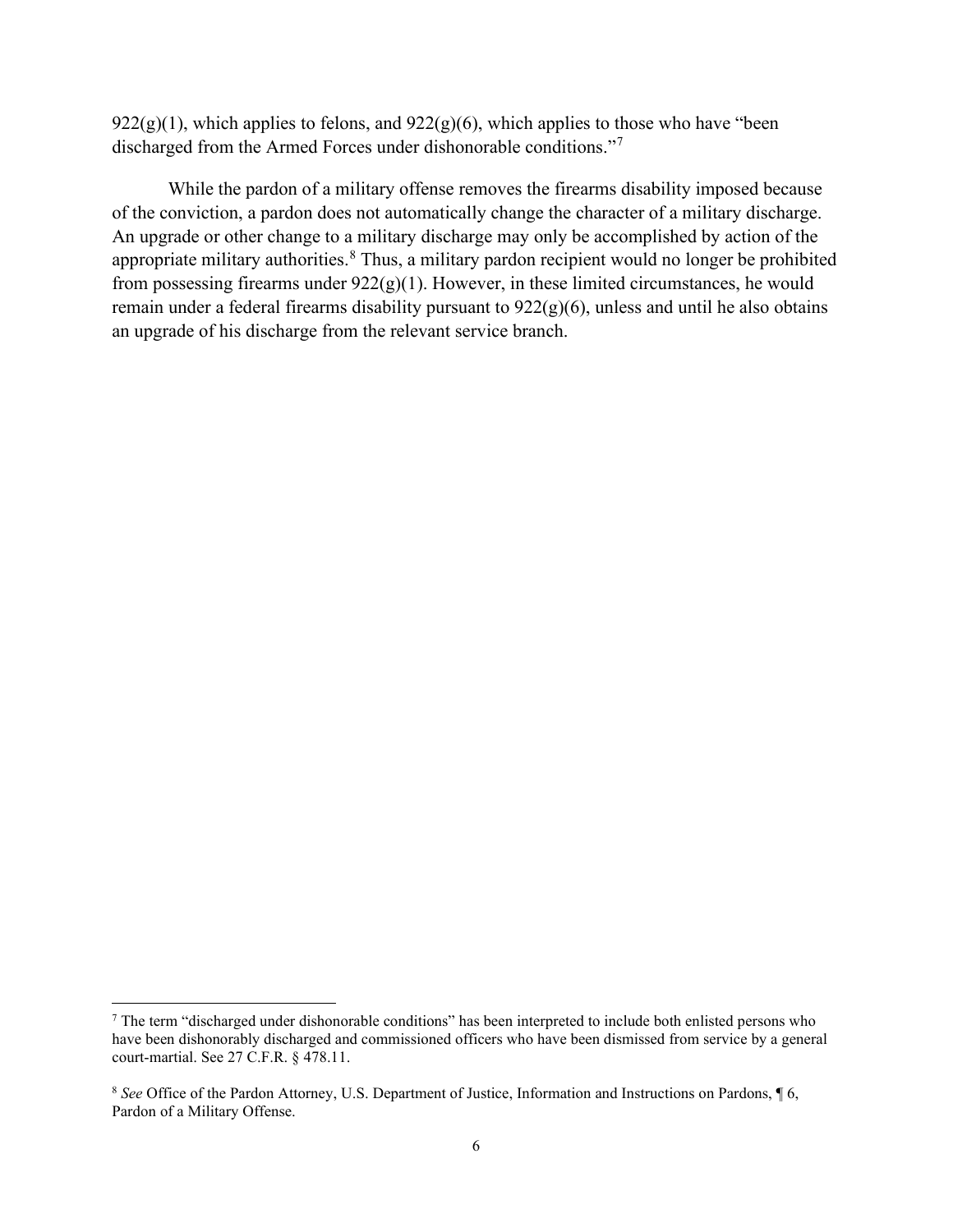922(g)(1), which applies to felons, and 922(g)(6), which applies to those who have "been discharged from the Armed Forces under dishonorable conditions."[7]

While the pardon of a military offense removes the firearms disability imposed because of the conviction, a pardon does not automatically change the character of a military discharge. An upgrade or other change to a military discharge may only be accomplished by action of the appropriate military authorities.[8] Thus, a military pardon recipient would no longer be prohibited from possessing firearms under 922(g)(1). However, in these limited circumstances, he would remain under a federal firearms disability pursuant to 922(g)(6), unless and until he also obtains an upgrade of his discharge from the relevant service branch.

---

[7] The term "discharged under dishonorable conditions" has been interpreted to include both enlisted persons who have been dishonorably discharged and commissioned officers who have been dismissed from service by a general court-martial. See 27 C.F.R. § 478.11.

[8] *See* Office of the Pardon Attorney, U.S. Department of Justice, Information and Instructions on Pardons, ¶ 6, Pardon of a Military Offense.